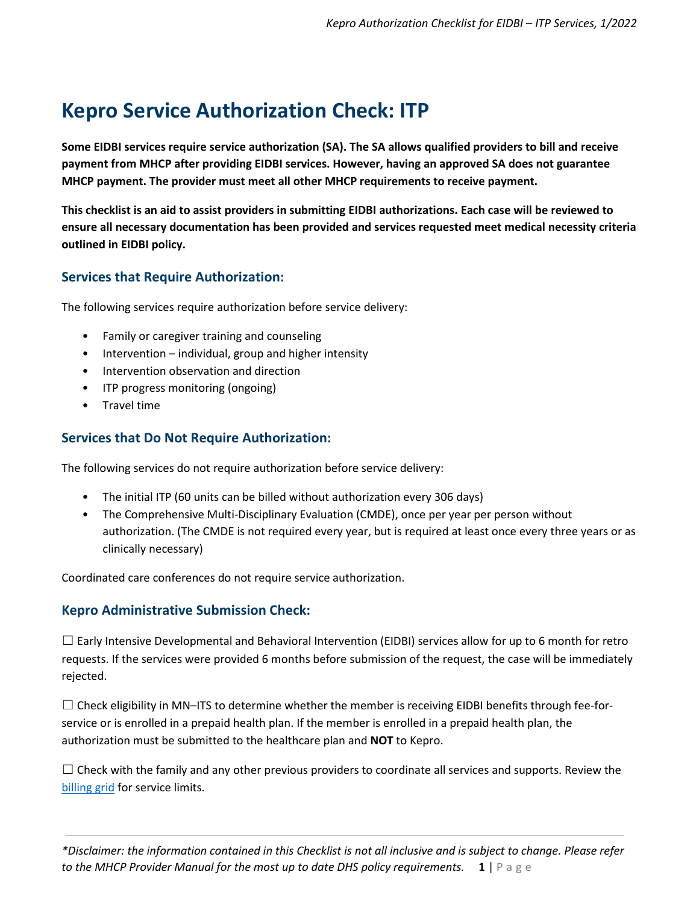# Kepro Service Authorization Check: ITP

**Some EIDBI services require service authorization (SA). The SA allows qualified providers to bill and receive payment from MHCP after providing EIDBI services. However, having an approved SA does not guarantee MHCP payment. The provider must meet all other MHCP requirements to receive payment.**

**This checklist is an aid to assist providers in submitting EIDBI authorizations. Each case will be reviewed to ensure all necessary documentation has been provided and services requested meet medical necessity criteria outlined in EIDBI policy.**

## Services that Require Authorization:

The following services require authorization before service delivery:

- Family or caregiver training and counseling
- Intervention – individual, group and higher intensity
- Intervention observation and direction
- ITP progress monitoring (ongoing)
- Travel time

## Services that Do Not Require Authorization:

The following services do not require authorization before service delivery:

- The initial ITP (60 units can be billed without authorization every 306 days)
- The Comprehensive Multi-Disciplinary Evaluation (CMDE), once per year per person without authorization. (The CMDE is not required every year, but is required at least once every three years or as clinically necessary)

Coordinated care conferences do not require service authorization.

## Kepro Administrative Submission Check:

☐ Early Intensive Developmental and Behavioral Intervention (EIDBI) services allow for up to 6 month for retro requests. If the services were provided 6 months before submission of the request, the case will be immediately rejected.

☐ Check eligibility in MN–ITS to determine whether the member is receiving EIDBI benefits through fee-for-service or is enrolled in a prepaid health plan. If the member is enrolled in a prepaid health plan, the authorization must be submitted to the healthcare plan and **NOT** to Kepro.

☐ Check with the family and any other previous providers to coordinate all services and supports. Review the billing grid for service limits.

*\*Disclaimer: the information contained in this Checklist is not all inclusive and is subject to change. Please refer to the MHCP Provider Manual for the most up to date DHS policy requirements.*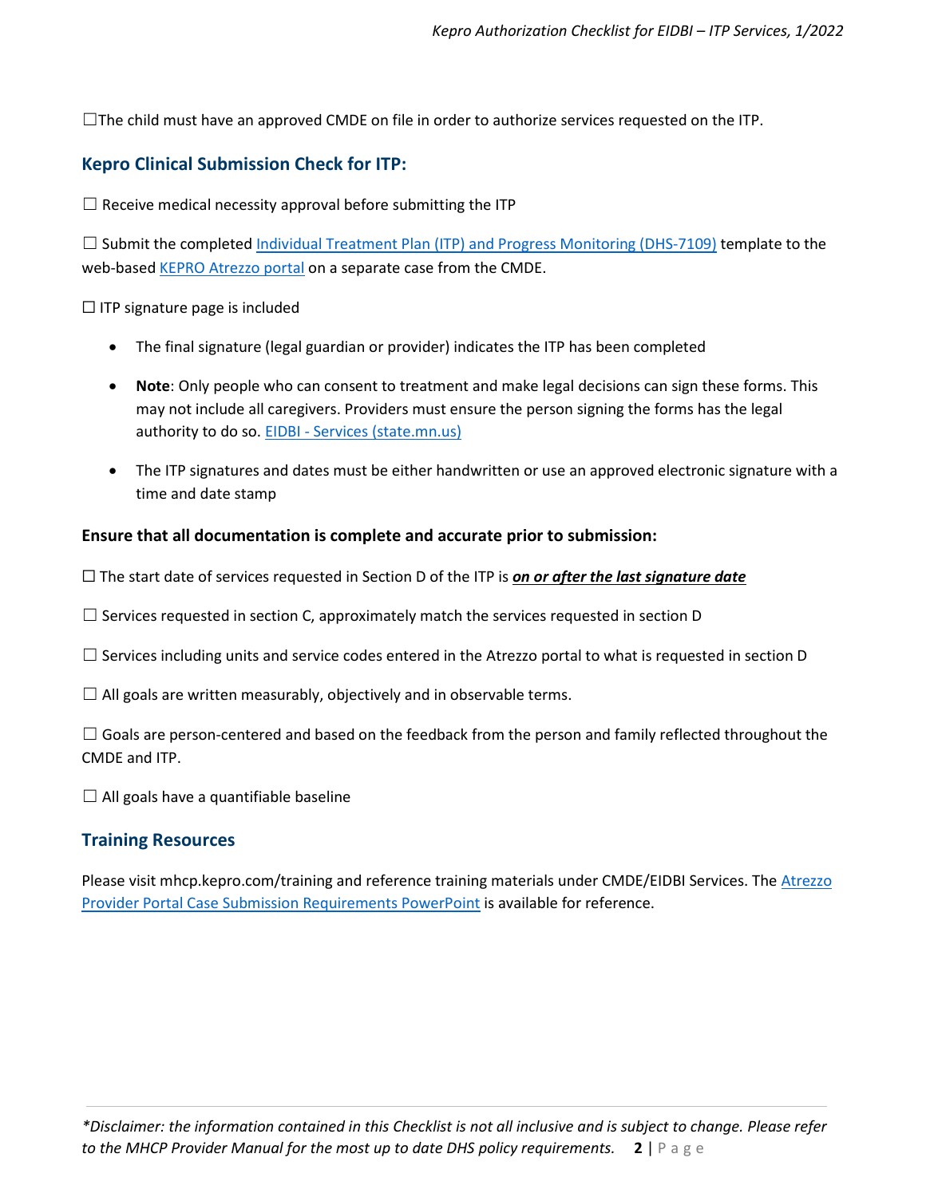☐The child must have an approved CMDE on file in order to authorize services requested on the ITP.

## Kepro Clinical Submission Check for ITP:

☐ Receive medical necessity approval before submitting the ITP

☐ Submit the completed [Individual Treatment Plan (ITP) and Progress Monitoring (DHS-7109)] template to the web-based [KEPRO Atrezzo portal] on a separate case from the CMDE.

☐ ITP signature page is included

- The final signature (legal guardian or provider) indicates the ITP has been completed
- **Note**: Only people who can consent to treatment and make legal decisions can sign these forms. This may not include all caregivers. Providers must ensure the person signing the forms has the legal authority to do so. [EIDBI - Services (state.mn.us)]
- The ITP signatures and dates must be either handwritten or use an approved electronic signature with a time and date stamp

**Ensure that all documentation is complete and accurate prior to submission:**

☐ The start date of services requested in Section D of the ITP is ***on or after the last signature date***

☐ Services requested in section C, approximately match the services requested in section D

☐ Services including units and service codes entered in the Atrezzo portal to what is requested in section D

☐ All goals are written measurably, objectively and in observable terms.

☐ Goals are person-centered and based on the feedback from the person and family reflected throughout the CMDE and ITP.

☐ All goals have a quantifiable baseline

## Training Resources

Please visit mhcp.kepro.com/training and reference training materials under CMDE/EIDBI Services. The [Atrezzo Provider Portal Case Submission Requirements PowerPoint] is available for reference.

*\*Disclaimer: the information contained in this Checklist is not all inclusive and is subject to change. Please refer to the MHCP Provider Manual for the most up to date DHS policy requirements.*